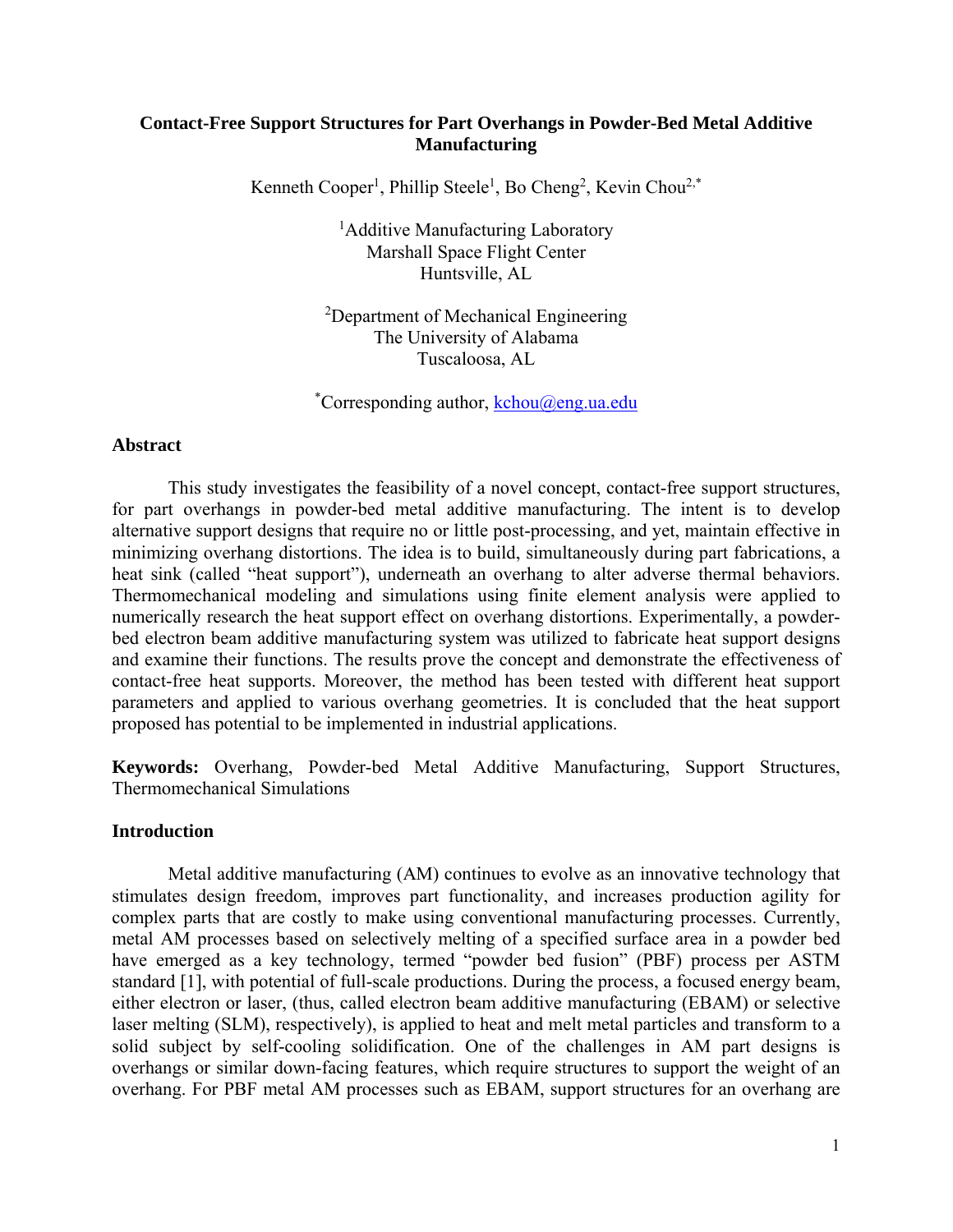# Contact-Free Support Structures for Part Overhangs in Powder-Bed Metal Additive Manufacturing

Kenneth Cooper[1], Phillip Steele[1], Bo Cheng[2], Kevin Chou[2,*]

[1]Additive Manufacturing Laboratory
Marshall Space Flight Center
Huntsville, AL

[2]Department of Mechanical Engineering
The University of Alabama
Tuscaloosa, AL

[*]Corresponding author, kchou@eng.ua.edu

## Abstract

This study investigates the feasibility of a novel concept, contact-free support structures, for part overhangs in powder-bed metal additive manufacturing. The intent is to develop alternative support designs that require no or little post-processing, and yet, maintain effective in minimizing overhang distortions. The idea is to build, simultaneously during part fabrications, a heat sink (called "heat support"), underneath an overhang to alter adverse thermal behaviors. Thermomechanical modeling and simulations using finite element analysis were applied to numerically research the heat support effect on overhang distortions. Experimentally, a powder-bed electron beam additive manufacturing system was utilized to fabricate heat support designs and examine their functions. The results prove the concept and demonstrate the effectiveness of contact-free heat supports. Moreover, the method has been tested with different heat support parameters and applied to various overhang geometries. It is concluded that the heat support proposed has potential to be implemented in industrial applications.

**Keywords:** Overhang, Powder-bed Metal Additive Manufacturing, Support Structures, Thermomechanical Simulations

## Introduction

Metal additive manufacturing (AM) continues to evolve as an innovative technology that stimulates design freedom, improves part functionality, and increases production agility for complex parts that are costly to make using conventional manufacturing processes. Currently, metal AM processes based on selectively melting of a specified surface area in a powder bed have emerged as a key technology, termed "powder bed fusion" (PBF) process per ASTM standard [1], with potential of full-scale productions. During the process, a focused energy beam, either electron or laser, (thus, called electron beam additive manufacturing (EBAM) or selective laser melting (SLM), respectively), is applied to heat and melt metal particles and transform to a solid subject by self-cooling solidification. One of the challenges in AM part designs is overhangs or similar down-facing features, which require structures to support the weight of an overhang. For PBF metal AM processes such as EBAM, support structures for an overhang are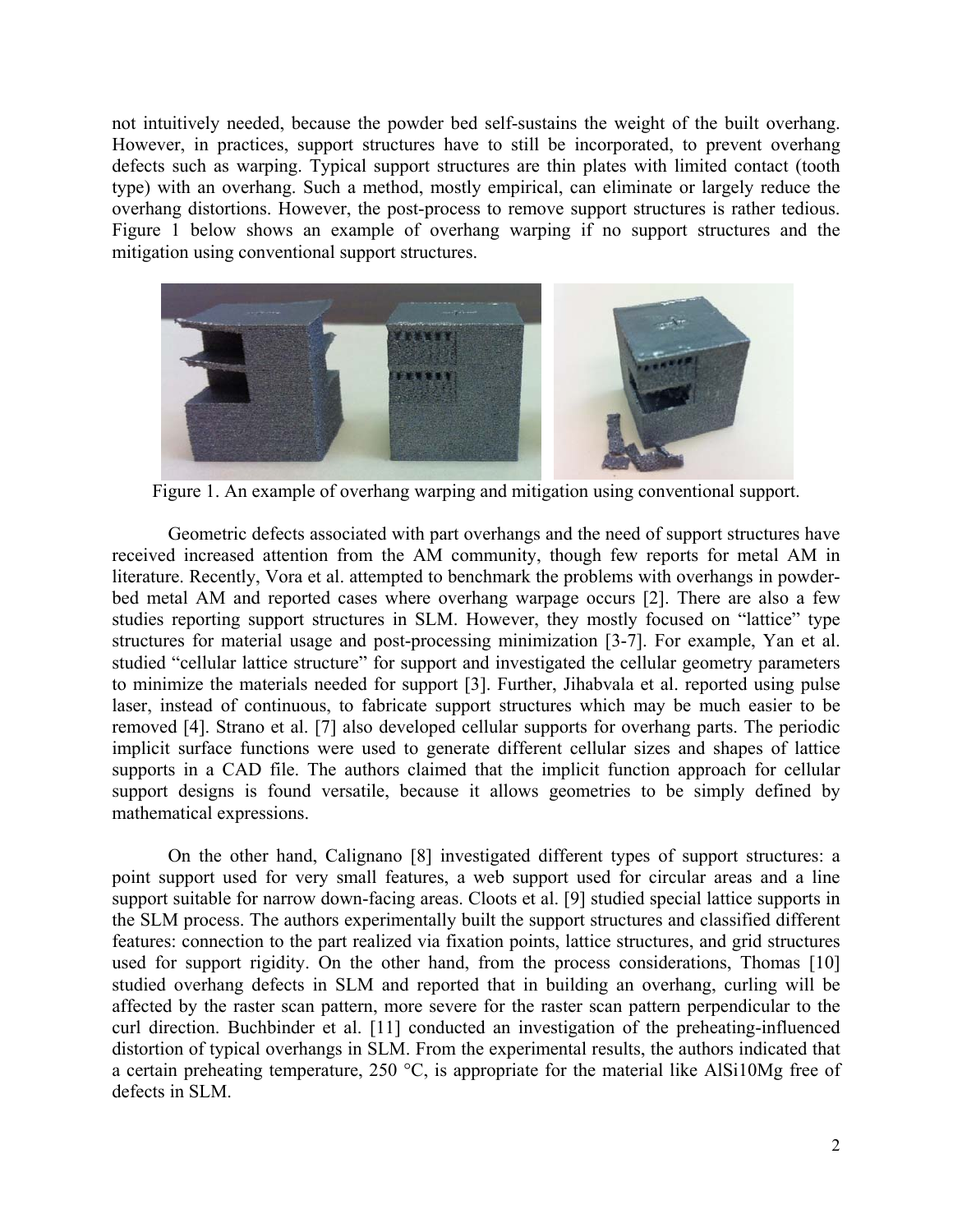not intuitively needed, because the powder bed self-sustains the weight of the built overhang. However, in practices, support structures have to still be incorporated, to prevent overhang defects such as warping. Typical support structures are thin plates with limited contact (tooth type) with an overhang. Such a method, mostly empirical, can eliminate or largely reduce the overhang distortions. However, the post-process to remove support structures is rather tedious. Figure 1 below shows an example of overhang warping if no support structures and the mitigation using conventional support structures.

Figure 1. An example of overhang warping and mitigation using conventional support.

Geometric defects associated with part overhangs and the need of support structures have received increased attention from the AM community, though few reports for metal AM in literature. Recently, Vora et al. attempted to benchmark the problems with overhangs in powder-bed metal AM and reported cases where overhang warpage occurs [2]. There are also a few studies reporting support structures in SLM. However, they mostly focused on "lattice" type structures for material usage and post-processing minimization [3-7]. For example, Yan et al. studied "cellular lattice structure" for support and investigated the cellular geometry parameters to minimize the materials needed for support [3]. Further, Jihabvala et al. reported using pulse laser, instead of continuous, to fabricate support structures which may be much easier to be removed [4]. Strano et al. [7] also developed cellular supports for overhang parts. The periodic implicit surface functions were used to generate different cellular sizes and shapes of lattice supports in a CAD file. The authors claimed that the implicit function approach for cellular support designs is found versatile, because it allows geometries to be simply defined by mathematical expressions.

On the other hand, Calignano [8] investigated different types of support structures: a point support used for very small features, a web support used for circular areas and a line support suitable for narrow down-facing areas. Cloots et al. [9] studied special lattice supports in the SLM process. The authors experimentally built the support structures and classified different features: connection to the part realized via fixation points, lattice structures, and grid structures used for support rigidity. On the other hand, from the process considerations, Thomas [10] studied overhang defects in SLM and reported that in building an overhang, curling will be affected by the raster scan pattern, more severe for the raster scan pattern perpendicular to the curl direction. Buchbinder et al. [11] conducted an investigation of the preheating-influenced distortion of typical overhangs in SLM. From the experimental results, the authors indicated that a certain preheating temperature, 250 °C, is appropriate for the material like AlSi10Mg free of defects in SLM.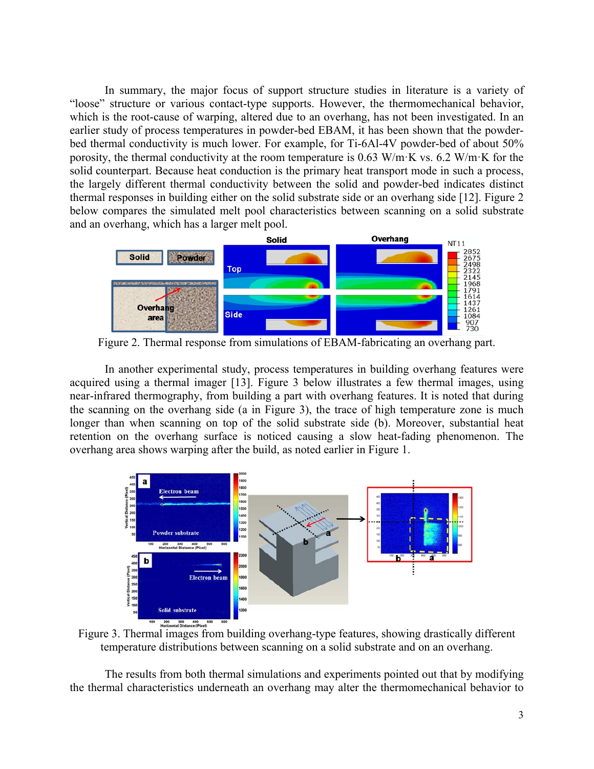In summary, the major focus of support structure studies in literature is a variety of "loose" structure or various contact-type supports. However, the thermomechanical behavior, which is the root-cause of warping, altered due to an overhang, has not been investigated. In an earlier study of process temperatures in powder-bed EBAM, it has been shown that the powder-bed thermal conductivity is much lower. For example, for Ti-6Al-4V powder-bed of about 50% porosity, the thermal conductivity at the room temperature is 0.63 W/m·K vs. 6.2 W/m·K for the solid counterpart. Because heat conduction is the primary heat transport mode in such a process, the largely different thermal conductivity between the solid and powder-bed indicates distinct thermal responses in building either on the solid substrate side or an overhang side [12]. Figure 2 below compares the simulated melt pool characteristics between scanning on a solid substrate and an overhang, which has a larger melt pool.

Solid
Powder
Overhang area
Solid
Overhang
Top
Side
NT11
2852
2675
2498
2322
2145
1968
1791
1614
1437
1261
1084
907
730

Figure 2. Thermal response from simulations of EBAM-fabricating an overhang part.

In another experimental study, process temperatures in building overhang features were acquired using a thermal imager [13]. Figure 3 below illustrates a few thermal images, using near-infrared thermography, from building a part with overhang features. It is noted that during the scanning on the overhang side (a in Figure 3), the trace of high temperature zone is much longer than when scanning on top of the solid substrate side (b). Moreover, substantial heat retention on the overhang surface is noticed causing a slow heat-fading phenomenon. The overhang area shows warping after the build, as noted earlier in Figure 1.

a
Electron beam
Powder substrate
b
Electron beam
Solid substrate
Vertical Distance (Pixel)
Horizontal Distance (Pixel)

Figure 3. Thermal images from building overhang-type features, showing drastically different temperature distributions between scanning on a solid substrate and on an overhang.

The results from both thermal simulations and experiments pointed out that by modifying the thermal characteristics underneath an overhang may alter the thermomechanical behavior to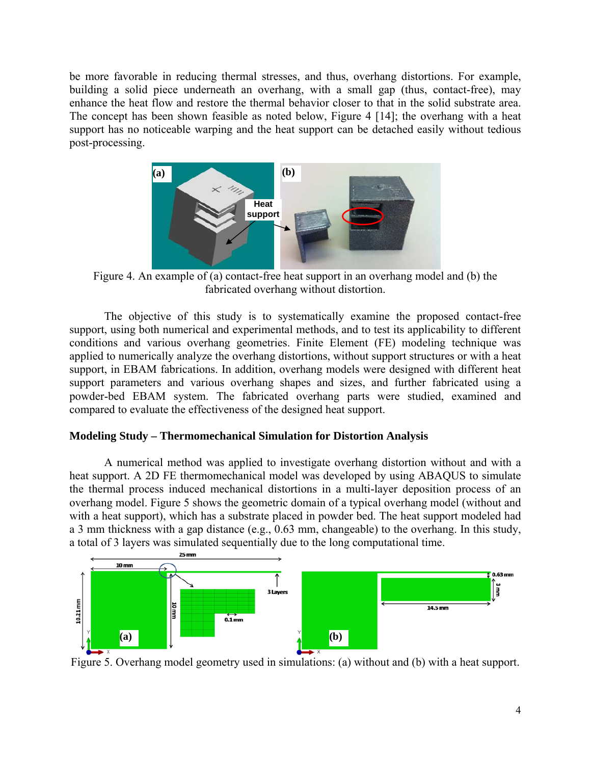be more favorable in reducing thermal stresses, and thus, overhang distortions. For example, building a solid piece underneath an overhang, with a small gap (thus, contact-free), may enhance the heat flow and restore the thermal behavior closer to that in the solid substrate area. The concept has been shown feasible as noted below, Figure 4 [14]; the overhang with a heat support has no noticeable warping and the heat support can be detached easily without tedious post-processing.

(a)

Heat support

(b)

Figure 4. An example of (a) contact-free heat support in an overhang model and (b) the fabricated overhang without distortion.

The objective of this study is to systematically examine the proposed contact-free support, using both numerical and experimental methods, and to test its applicability to different conditions and various overhang geometries. Finite Element (FE) modeling technique was applied to numerically analyze the overhang distortions, without support structures or with a heat support, in EBAM fabrications. In addition, overhang models were designed with different heat support parameters and various overhang shapes and sizes, and further fabricated using a powder-bed EBAM system. The fabricated overhang parts were studied, examined and compared to evaluate the effectiveness of the designed heat support.

## Modeling Study – Thermomechanical Simulation for Distortion Analysis

A numerical method was applied to investigate overhang distortion without and with a heat support. A 2D FE thermomechanical model was developed by using ABAQUS to simulate the thermal process induced mechanical distortions in a multi-layer deposition process of an overhang model. Figure 5 shows the geometric domain of a typical overhang model (without and with a heat support), which has a substrate placed in powder bed. The heat support modeled had a 3 mm thickness with a gap distance (e.g., 0.63 mm, changeable) to the overhang. In this study, a total of 3 layers was simulated sequentially due to the long computational time.

25 mm

10 mm

10.21 mm

10 mm

3 Layers

0.1 mm

(a)

0.63 mm

3 mm

14.5 mm

(b)

Figure 5. Overhang model geometry used in simulations: (a) without and (b) with a heat support.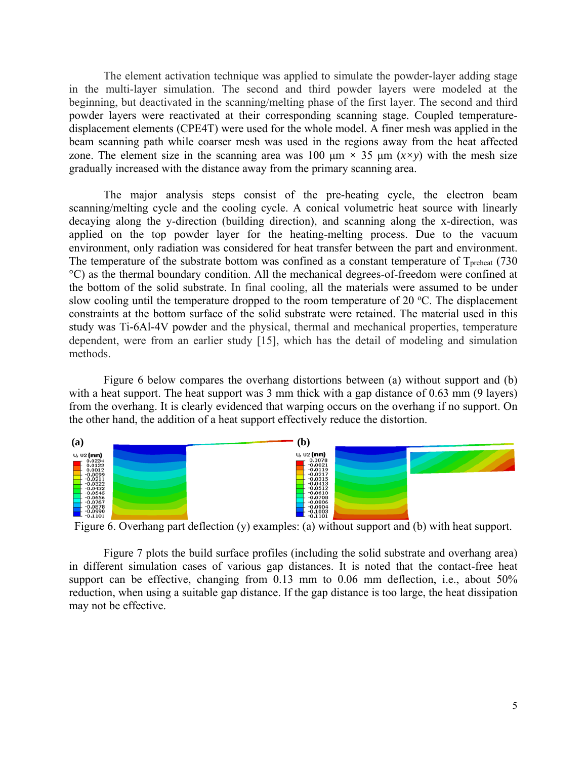The element activation technique was applied to simulate the powder-layer adding stage in the multi-layer simulation. The second and third powder layers were modeled at the beginning, but deactivated in the scanning/melting phase of the first layer. The second and third powder layers were reactivated at their corresponding scanning stage. Coupled temperature-displacement elements (CPE4T) were used for the whole model. A finer mesh was applied in the beam scanning path while coarser mesh was used in the regions away from the heat affected zone. The element size in the scanning area was 100 μm × 35 μm ($x$×$y$) with the mesh size gradually increased with the distance away from the primary scanning area.

The major analysis steps consist of the pre-heating cycle, the electron beam scanning/melting cycle and the cooling cycle. A conical volumetric heat source with linearly decaying along the y-direction (building direction), and scanning along the x-direction, was applied on the top powder layer for the heating-melting process. Due to the vacuum environment, only radiation was considered for heat transfer between the part and environment. The temperature of the substrate bottom was confined as a constant temperature of $T_{preheat}$ (730 °C) as the thermal boundary condition. All the mechanical degrees-of-freedom were confined at the bottom of the solid substrate. In final cooling, all the materials were assumed to be under slow cooling until the temperature dropped to the room temperature of 20 °C. The displacement constraints at the bottom surface of the solid substrate were retained. The material used in this study was Ti-6Al-4V powder and the physical, thermal and mechanical properties, temperature dependent, were from an earlier study [15], which has the detail of modeling and simulation methods.

Figure 6 below compares the overhang distortions between (a) without support and (b) with a heat support. The heat support was 3 mm thick with a gap distance of 0.63 mm (9 layers) from the overhang. It is clearly evidenced that warping occurs on the overhang if no support. On the other hand, the addition of a heat support effectively reduce the distortion.

(a)

U, U2 (mm)
0.0234
0.0123
0.0012
-0.0099
-0.0211
-0.0322
-0.0433
-0.0545
-0.0656
-0.0767
-0.0878
-0.0990
-0.1101

(b)

U, U2 (mm)
0.0078
-0.0021
-0.0119
-0.0217
-0.0315
-0.0413
-0.0512
-0.0610
-0.0708
-0.0806
-0.0904
-0.1003
-0.1101

Figure 6. Overhang part deflection (y) examples: (a) without support and (b) with heat support.

Figure 7 plots the build surface profiles (including the solid substrate and overhang area) in different simulation cases of various gap distances. It is noted that the contact-free heat support can be effective, changing from 0.13 mm to 0.06 mm deflection, i.e., about 50% reduction, when using a suitable gap distance. If the gap distance is too large, the heat dissipation may not be effective.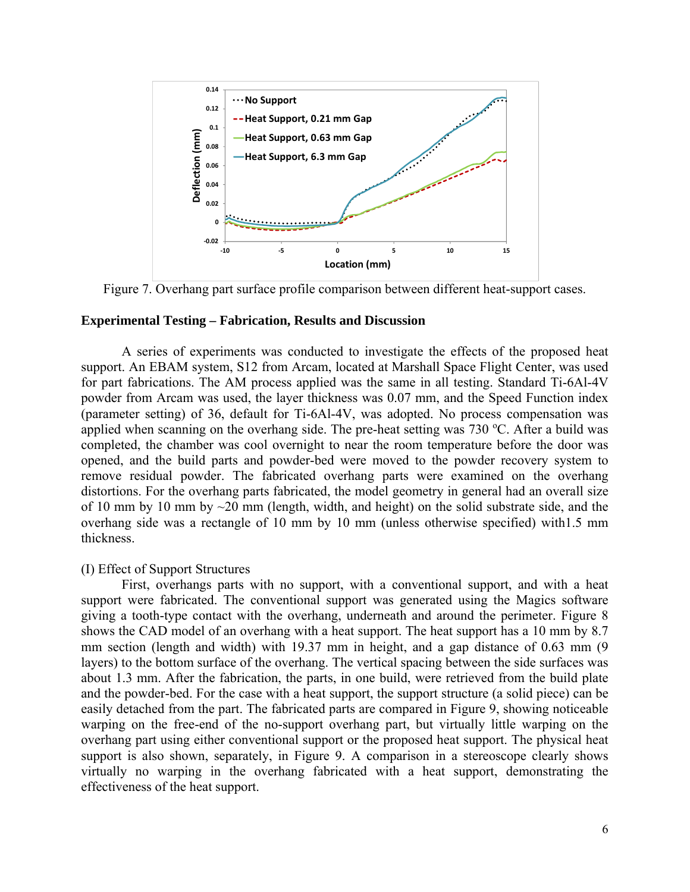0.14
0.12
0.1
0.08
0.06
0.04
0.02
0
-0.02
-10
-5
0
5
10
15

Deflection (mm)

Location (mm)

No Support
Heat Support, 0.21 mm Gap
Heat Support, 0.63 mm Gap
Heat Support, 6.3 mm Gap

Figure 7. Overhang part surface profile comparison between different heat-support cases.

## Experimental Testing – Fabrication, Results and Discussion

A series of experiments was conducted to investigate the effects of the proposed heat support. An EBAM system, S12 from Arcam, located at Marshall Space Flight Center, was used for part fabrications. The AM process applied was the same in all testing. Standard Ti-6Al-4V powder from Arcam was used, the layer thickness was 0.07 mm, and the Speed Function index (parameter setting) of 36, default for Ti-6Al-4V, was adopted. No process compensation was applied when scanning on the overhang side. The pre-heat setting was 730 ºC. After a build was completed, the chamber was cool overnight to near the room temperature before the door was opened, and the build parts and powder-bed were moved to the powder recovery system to remove residual powder. The fabricated overhang parts were examined on the overhang distortions. For the overhang parts fabricated, the model geometry in general had an overall size of 10 mm by 10 mm by ~20 mm (length, width, and height) on the solid substrate side, and the overhang side was a rectangle of 10 mm by 10 mm (unless otherwise specified) with1.5 mm thickness.

(I) Effect of Support Structures

First, overhangs parts with no support, with a conventional support, and with a heat support were fabricated. The conventional support was generated using the Magics software giving a tooth-type contact with the overhang, underneath and around the perimeter. Figure 8 shows the CAD model of an overhang with a heat support. The heat support has a 10 mm by 8.7 mm section (length and width) with 19.37 mm in height, and a gap distance of 0.63 mm (9 layers) to the bottom surface of the overhang. The vertical spacing between the side surfaces was about 1.3 mm. After the fabrication, the parts, in one build, were retrieved from the build plate and the powder-bed. For the case with a heat support, the support structure (a solid piece) can be easily detached from the part. The fabricated parts are compared in Figure 9, showing noticeable warping on the free-end of the no-support overhang part, but virtually little warping on the overhang part using either conventional support or the proposed heat support. The physical heat support is also shown, separately, in Figure 9. A comparison in a stereoscope clearly shows virtually no warping in the overhang fabricated with a heat support, demonstrating the effectiveness of the heat support.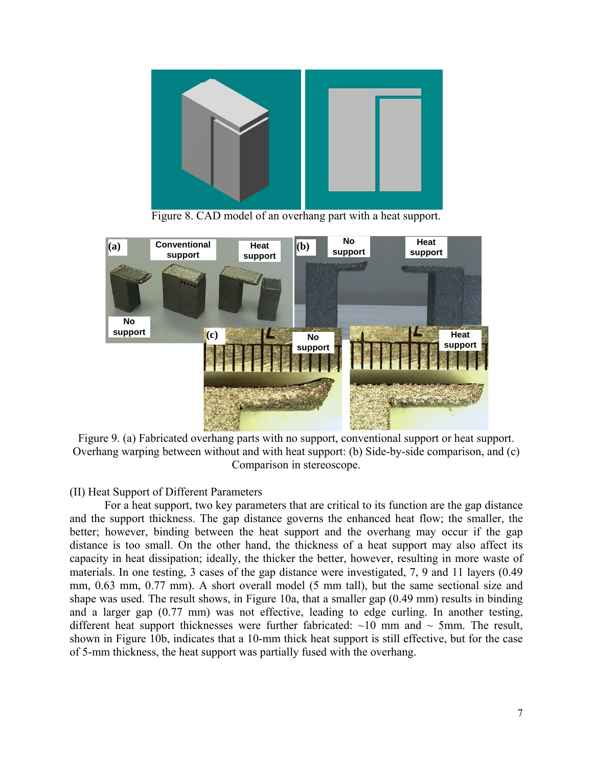Figure 8. CAD model of an overhang part with a heat support.

Figure 9. (a) Fabricated overhang parts with no support, conventional support or heat support. Overhang warping between without and with heat support: (b) Side-by-side comparison, and (c) Comparison in stereoscope.

(II) Heat Support of Different Parameters

For a heat support, two key parameters that are critical to its function are the gap distance and the support thickness. The gap distance governs the enhanced heat flow; the smaller, the better; however, binding between the heat support and the overhang may occur if the gap distance is too small. On the other hand, the thickness of a heat support may also affect its capacity in heat dissipation; ideally, the thicker the better, however, resulting in more waste of materials. In one testing, 3 cases of the gap distance were investigated, 7, 9 and 11 layers (0.49 mm, 0.63 mm, 0.77 mm). A short overall model (5 mm tall), but the same sectional size and shape was used. The result shows, in Figure 10a, that a smaller gap (0.49 mm) results in binding and a larger gap (0.77 mm) was not effective, leading to edge curling. In another testing, different heat support thicknesses were further fabricated: ~10 mm and ~ 5mm. The result, shown in Figure 10b, indicates that a 10-mm thick heat support is still effective, but for the case of 5-mm thickness, the heat support was partially fused with the overhang.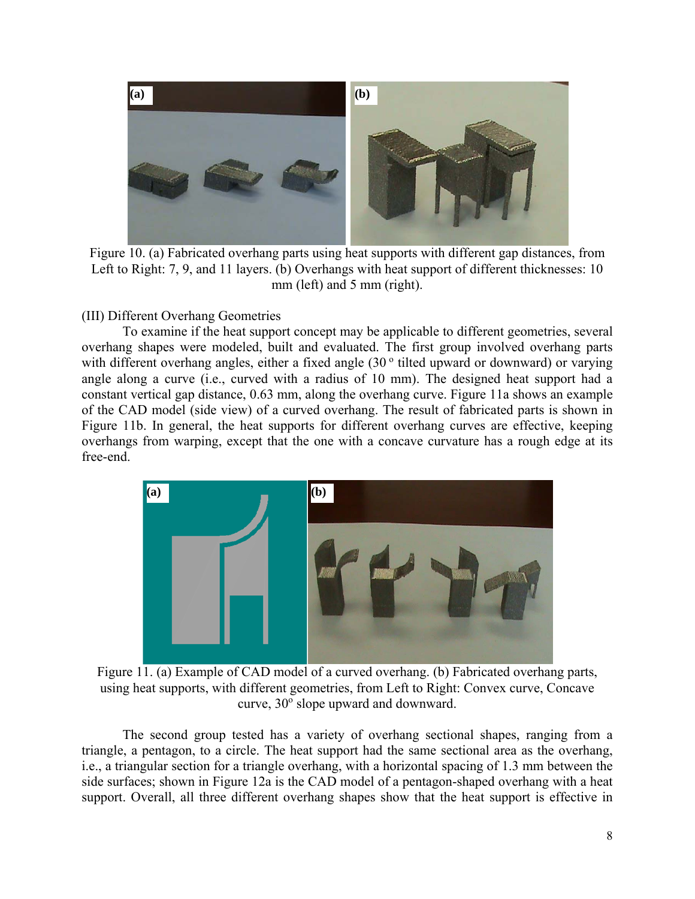Figure 10. (a) Fabricated overhang parts using heat supports with different gap distances, from Left to Right: 7, 9, and 11 layers. (b) Overhangs with heat support of different thicknesses: 10 mm (left) and 5 mm (right).

(III) Different Overhang Geometries

To examine if the heat support concept may be applicable to different geometries, several overhang shapes were modeled, built and evaluated. The first group involved overhang parts with different overhang angles, either a fixed angle (30 º tilted upward or downward) or varying angle along a curve (i.e., curved with a radius of 10 mm). The designed heat support had a constant vertical gap distance, 0.63 mm, along the overhang curve. Figure 11a shows an example of the CAD model (side view) of a curved overhang. The result of fabricated parts is shown in Figure 11b. In general, the heat supports for different overhang curves are effective, keeping overhangs from warping, except that the one with a concave curvature has a rough edge at its free-end.

Figure 11. (a) Example of CAD model of a curved overhang. (b) Fabricated overhang parts, using heat supports, with different geometries, from Left to Right: Convex curve, Concave curve, 30º slope upward and downward.

The second group tested has a variety of overhang sectional shapes, ranging from a triangle, a pentagon, to a circle. The heat support had the same sectional area as the overhang, i.e., a triangular section for a triangle overhang, with a horizontal spacing of 1.3 mm between the side surfaces; shown in Figure 12a is the CAD model of a pentagon-shaped overhang with a heat support. Overall, all three different overhang shapes show that the heat support is effective in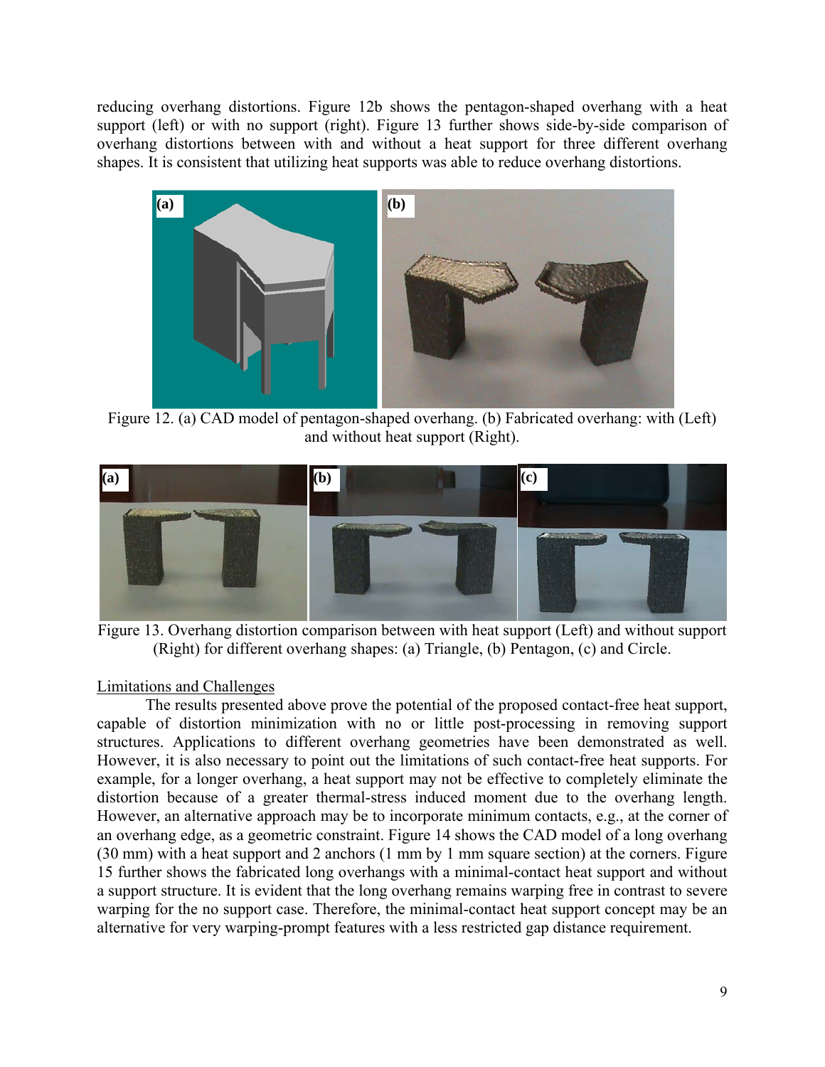reducing overhang distortions. Figure 12b shows the pentagon-shaped overhang with a heat support (left) or with no support (right). Figure 13 further shows side-by-side comparison of overhang distortions between with and without a heat support for three different overhang shapes. It is consistent that utilizing heat supports was able to reduce overhang distortions.

Figure 12. (a) CAD model of pentagon-shaped overhang. (b) Fabricated overhang: with (Left) and without heat support (Right).

Figure 13. Overhang distortion comparison between with heat support (Left) and without support (Right) for different overhang shapes: (a) Triangle, (b) Pentagon, (c) and Circle.

Limitations and Challenges

The results presented above prove the potential of the proposed contact-free heat support, capable of distortion minimization with no or little post-processing in removing support structures. Applications to different overhang geometries have been demonstrated as well. However, it is also necessary to point out the limitations of such contact-free heat supports. For example, for a longer overhang, a heat support may not be effective to completely eliminate the distortion because of a greater thermal-stress induced moment due to the overhang length. However, an alternative approach may be to incorporate minimum contacts, e.g., at the corner of an overhang edge, as a geometric constraint. Figure 14 shows the CAD model of a long overhang (30 mm) with a heat support and 2 anchors (1 mm by 1 mm square section) at the corners. Figure 15 further shows the fabricated long overhangs with a minimal-contact heat support and without a support structure. It is evident that the long overhang remains warping free in contrast to severe warping for the no support case. Therefore, the minimal-contact heat support concept may be an alternative for very warping-prompt features with a less restricted gap distance requirement.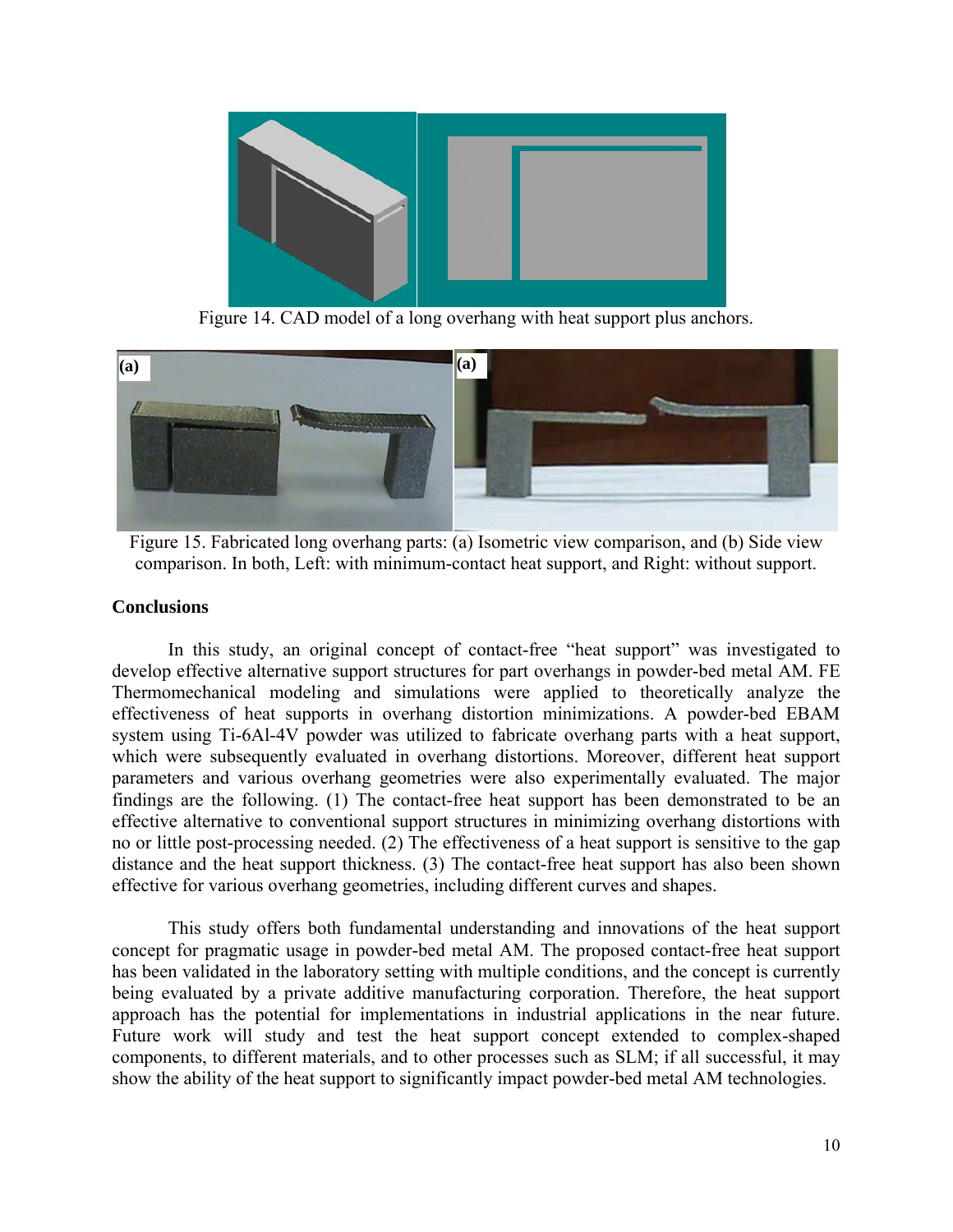Figure 14. CAD model of a long overhang with heat support plus anchors.

(a) (a)

Figure 15. Fabricated long overhang parts: (a) Isometric view comparison, and (b) Side view comparison. In both, Left: with minimum-contact heat support, and Right: without support.

## Conclusions

In this study, an original concept of contact-free "heat support" was investigated to develop effective alternative support structures for part overhangs in powder-bed metal AM. FE Thermomechanical modeling and simulations were applied to theoretically analyze the effectiveness of heat supports in overhang distortion minimizations. A powder-bed EBAM system using Ti-6Al-4V powder was utilized to fabricate overhang parts with a heat support, which were subsequently evaluated in overhang distortions. Moreover, different heat support parameters and various overhang geometries were also experimentally evaluated. The major findings are the following. (1) The contact-free heat support has been demonstrated to be an effective alternative to conventional support structures in minimizing overhang distortions with no or little post-processing needed. (2) The effectiveness of a heat support is sensitive to the gap distance and the heat support thickness. (3) The contact-free heat support has also been shown effective for various overhang geometries, including different curves and shapes.

This study offers both fundamental understanding and innovations of the heat support concept for pragmatic usage in powder-bed metal AM. The proposed contact-free heat support has been validated in the laboratory setting with multiple conditions, and the concept is currently being evaluated by a private additive manufacturing corporation. Therefore, the heat support approach has the potential for implementations in industrial applications in the near future. Future work will study and test the heat support concept extended to complex-shaped components, to different materials, and to other processes such as SLM; if all successful, it may show the ability of the heat support to significantly impact powder-bed metal AM technologies.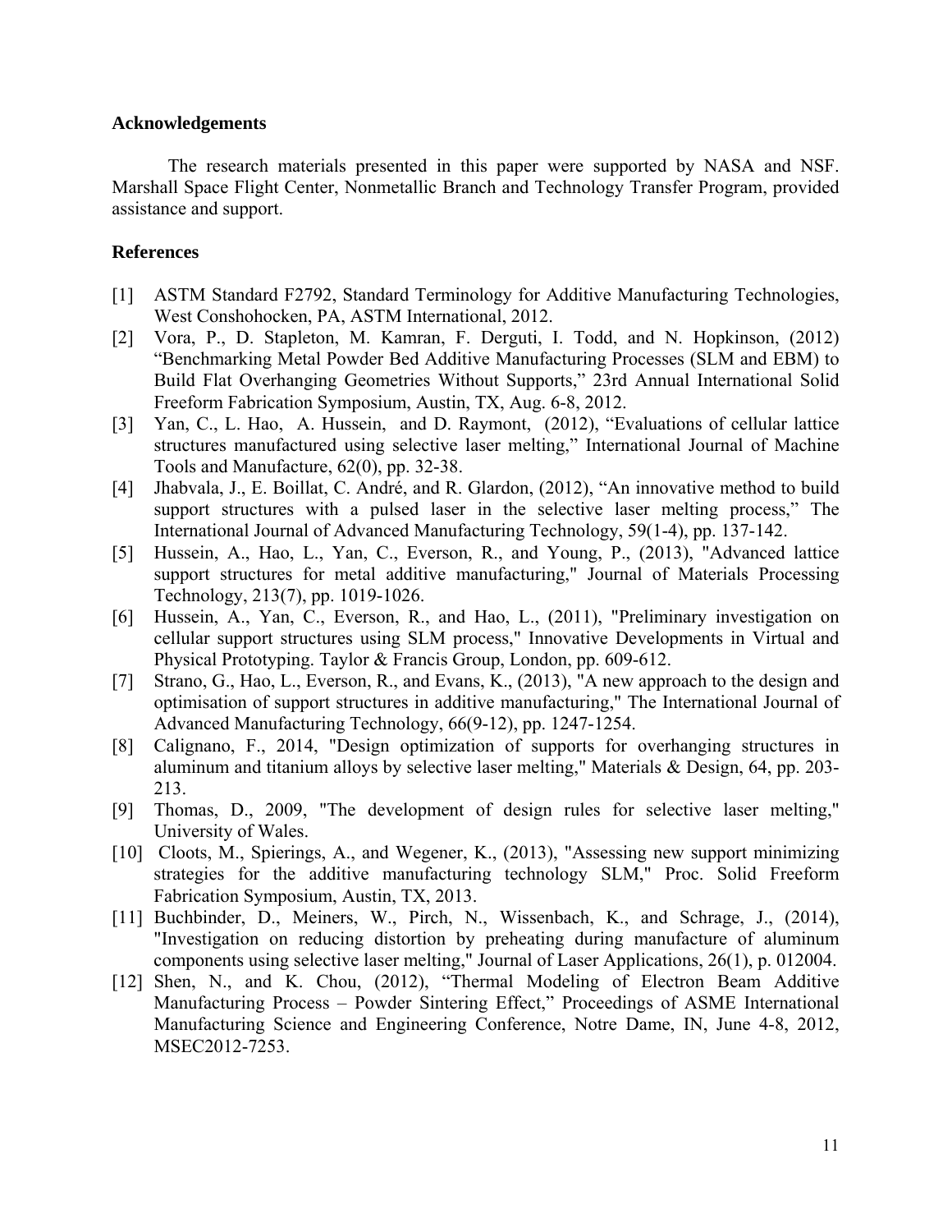## Acknowledgements

The research materials presented in this paper were supported by NASA and NSF. Marshall Space Flight Center, Nonmetallic Branch and Technology Transfer Program, provided assistance and support.

## References

[1] ASTM Standard F2792, Standard Terminology for Additive Manufacturing Technologies, West Conshohocken, PA, ASTM International, 2012.

[2] Vora, P., D. Stapleton, M. Kamran, F. Derguti, I. Todd, and N. Hopkinson, (2012) "Benchmarking Metal Powder Bed Additive Manufacturing Processes (SLM and EBM) to Build Flat Overhanging Geometries Without Supports," 23rd Annual International Solid Freeform Fabrication Symposium, Austin, TX, Aug. 6-8, 2012.

[3] Yan, C., L. Hao, A. Hussein, and D. Raymont, (2012), "Evaluations of cellular lattice structures manufactured using selective laser melting," International Journal of Machine Tools and Manufacture, 62(0), pp. 32-38.

[4] Jhabvala, J., E. Boillat, C. André, and R. Glardon, (2012), "An innovative method to build support structures with a pulsed laser in the selective laser melting process," The International Journal of Advanced Manufacturing Technology, 59(1-4), pp. 137-142.

[5] Hussein, A., Hao, L., Yan, C., Everson, R., and Young, P., (2013), "Advanced lattice support structures for metal additive manufacturing," Journal of Materials Processing Technology, 213(7), pp. 1019-1026.

[6] Hussein, A., Yan, C., Everson, R., and Hao, L., (2011), "Preliminary investigation on cellular support structures using SLM process," Innovative Developments in Virtual and Physical Prototyping. Taylor & Francis Group, London, pp. 609-612.

[7] Strano, G., Hao, L., Everson, R., and Evans, K., (2013), "A new approach to the design and optimisation of support structures in additive manufacturing," The International Journal of Advanced Manufacturing Technology, 66(9-12), pp. 1247-1254.

[8] Calignano, F., 2014, "Design optimization of supports for overhanging structures in aluminum and titanium alloys by selective laser melting," Materials & Design, 64, pp. 203-213.

[9] Thomas, D., 2009, "The development of design rules for selective laser melting," University of Wales.

[10] Cloots, M., Spierings, A., and Wegener, K., (2013), "Assessing new support minimizing strategies for the additive manufacturing technology SLM," Proc. Solid Freeform Fabrication Symposium, Austin, TX, 2013.

[11] Buchbinder, D., Meiners, W., Pirch, N., Wissenbach, K., and Schrage, J., (2014), "Investigation on reducing distortion by preheating during manufacture of aluminum components using selective laser melting," Journal of Laser Applications, 26(1), p. 012004.

[12] Shen, N., and K. Chou, (2012), "Thermal Modeling of Electron Beam Additive Manufacturing Process – Powder Sintering Effect," Proceedings of ASME International Manufacturing Science and Engineering Conference, Notre Dame, IN, June 4-8, 2012, MSEC2012-7253.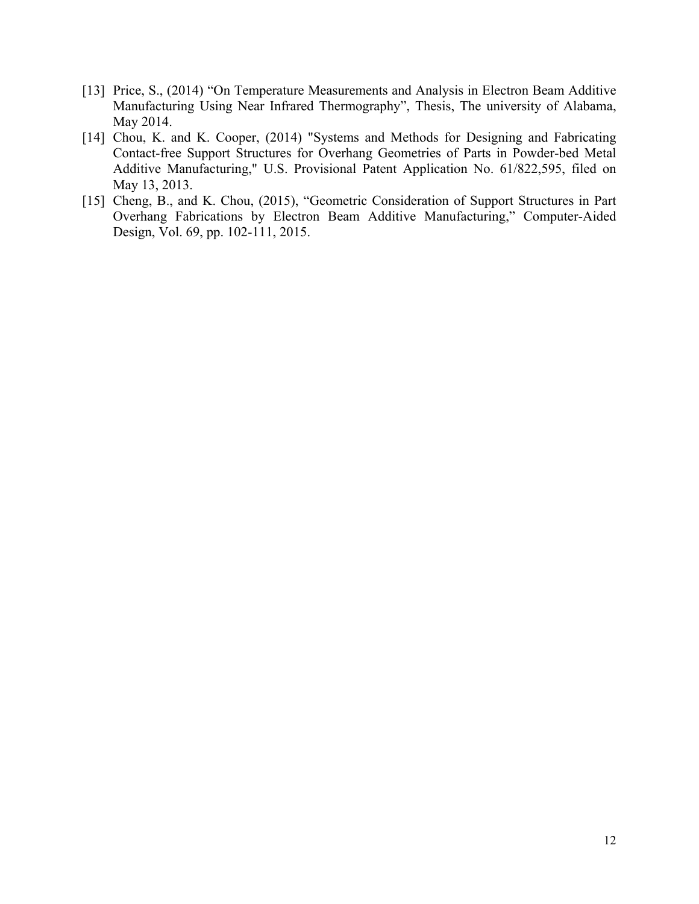[13] Price, S., (2014) "On Temperature Measurements and Analysis in Electron Beam Additive Manufacturing Using Near Infrared Thermography", Thesis, The university of Alabama, May 2014.

[14] Chou, K. and K. Cooper, (2014) "Systems and Methods for Designing and Fabricating Contact-free Support Structures for Overhang Geometries of Parts in Powder-bed Metal Additive Manufacturing," U.S. Provisional Patent Application No. 61/822,595, filed on May 13, 2013.

[15] Cheng, B., and K. Chou, (2015), "Geometric Consideration of Support Structures in Part Overhang Fabrications by Electron Beam Additive Manufacturing," Computer-Aided Design, Vol. 69, pp. 102-111, 2015.